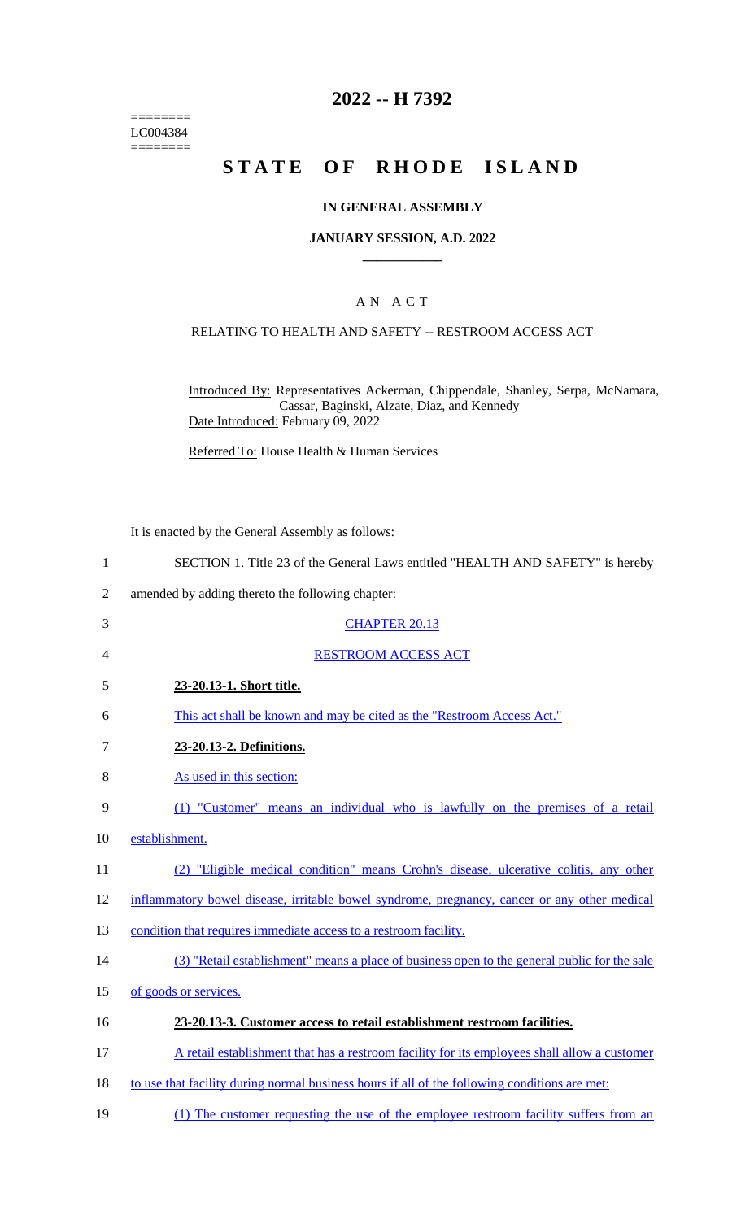========
LC004384
========

# 2022 -- H 7392

# STATE OF RHODE ISLAND

## IN GENERAL ASSEMBLY

### JANUARY SESSION, A.D. 2022

### A N A C T

RELATING TO HEALTH AND SAFETY -- RESTROOM ACCESS ACT

Introduced By: Representatives Ackerman, Chippendale, Shanley, Serpa, McNamara, Cassar, Baginski, Alzate, Diaz, and Kennedy

Date Introduced: February 09, 2022

Referred To: House Health & Human Services

It is enacted by the General Assembly as follows:

1 SECTION 1. Title 23 of the General Laws entitled "HEALTH AND SAFETY" is hereby
2 amended by adding thereto the following chapter:

3 CHAPTER 20.13

4 RESTROOM ACCESS ACT

5 **23-20.13-1. Short title.**

6 This act shall be known and may be cited as the "Restroom Access Act."

7 **23-20.13-2. Definitions.**

8 As used in this section:

9 (1) "Customer" means an individual who is lawfully on the premises of a retail
10 establishment.

11 (2) "Eligible medical condition" means Crohn's disease, ulcerative colitis, any other
12 inflammatory bowel disease, irritable bowel syndrome, pregnancy, cancer or any other medical
13 condition that requires immediate access to a restroom facility.

14 (3) "Retail establishment" means a place of business open to the general public for the sale
15 of goods or services.

16 **23-20.13-3. Customer access to retail establishment restroom facilities.**

17 A retail establishment that has a restroom facility for its employees shall allow a customer
18 to use that facility during normal business hours if all of the following conditions are met:

19 (1) The customer requesting the use of the employee restroom facility suffers from an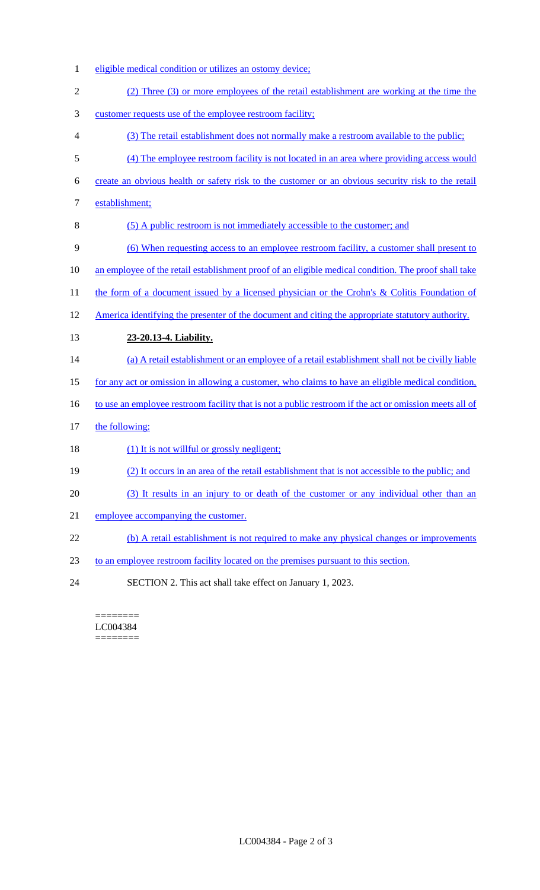eligible medical condition or utilizes an ostomy device;

(2) Three (3) or more employees of the retail establishment are working at the time the customer requests use of the employee restroom facility;

(3) The retail establishment does not normally make a restroom available to the public;

(4) The employee restroom facility is not located in an area where providing access would create an obvious health or safety risk to the customer or an obvious security risk to the retail establishment;

(5) A public restroom is not immediately accessible to the customer; and

(6) When requesting access to an employee restroom facility, a customer shall present to an employee of the retail establishment proof of an eligible medical condition. The proof shall take the form of a document issued by a licensed physician or the Crohn's & Colitis Foundation of America identifying the presenter of the document and citing the appropriate statutory authority.

**23-20.13-4. Liability.**

(a) A retail establishment or an employee of a retail establishment shall not be civilly liable for any act or omission in allowing a customer, who claims to have an eligible medical condition, to use an employee restroom facility that is not a public restroom if the act or omission meets all of the following:

(1) It is not willful or grossly negligent;

(2) It occurs in an area of the retail establishment that is not accessible to the public; and

(3) It results in an injury to or death of the customer or any individual other than an employee accompanying the customer.

(b) A retail establishment is not required to make any physical changes or improvements to an employee restroom facility located on the premises pursuant to this section.

SECTION 2. This act shall take effect on January 1, 2023.

========
LC004384
========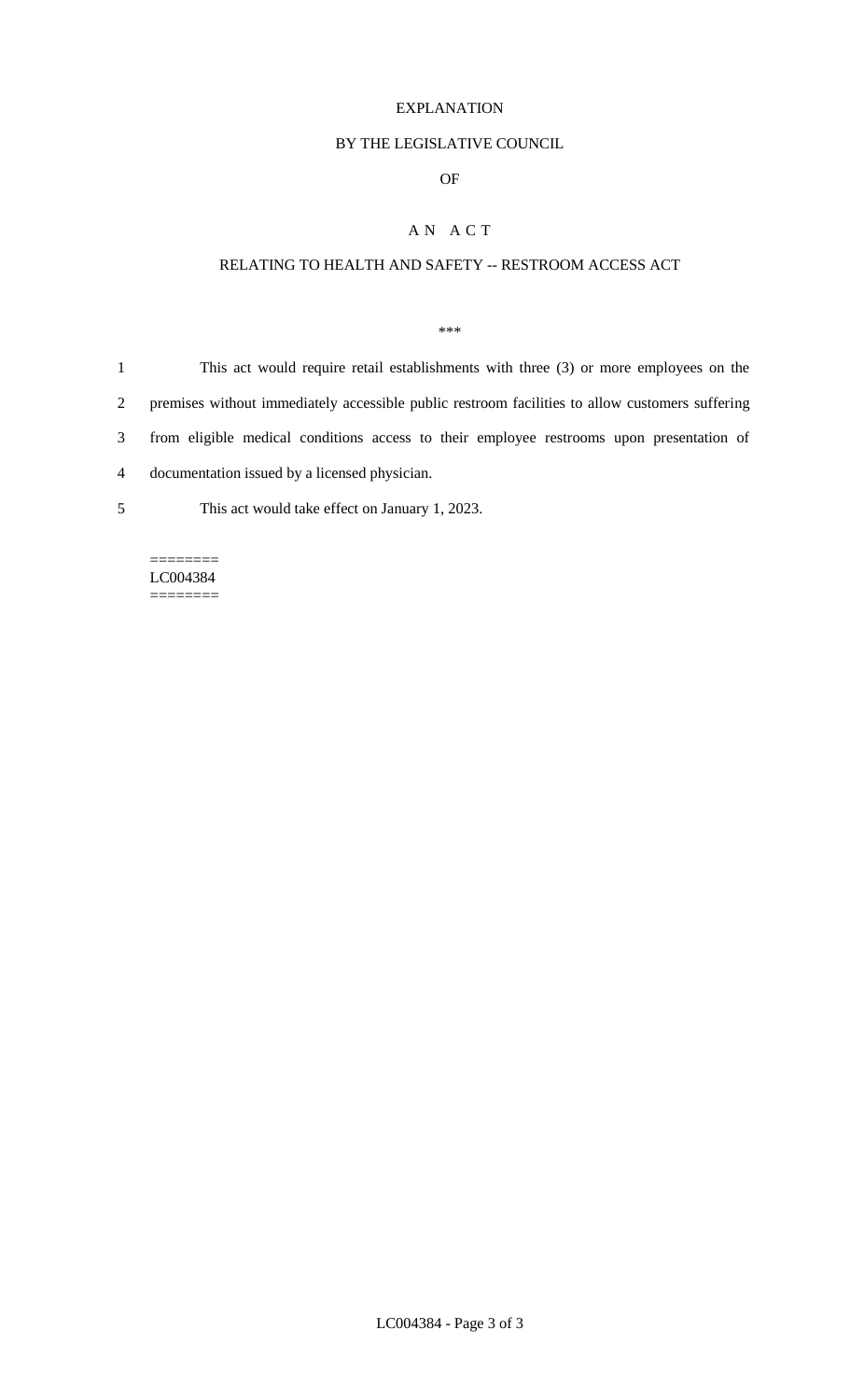EXPLANATION

BY THE LEGISLATIVE COUNCIL

OF

A N A C T

RELATING TO HEALTH AND SAFETY -- RESTROOM ACCESS ACT

\*\*\*

This act would require retail establishments with three (3) or more employees on the premises without immediately accessible public restroom facilities to allow customers suffering from eligible medical conditions access to their employee restrooms upon presentation of documentation issued by a licensed physician.

This act would take effect on January 1, 2023.

========
LC004384
========